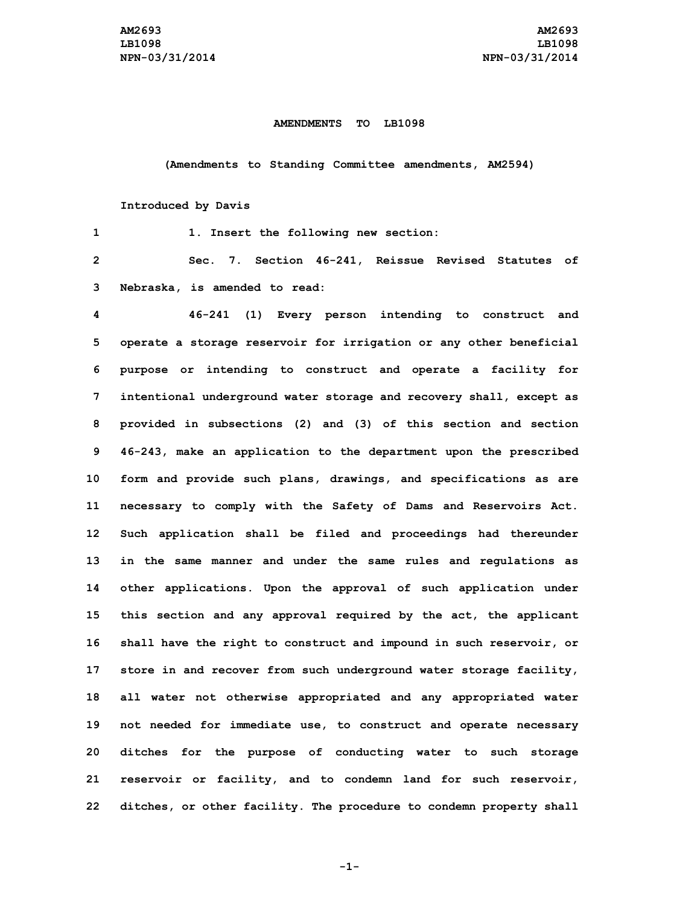**AMENDMENTS TO LB1098**

**(Amendments to Standing Committee amendments, AM2594)**

**Introduced by Davis**

1. Insert the following new section:

Sec. 7. Section 46-241, Reissue Revised Statutes of Nebraska, is amended to read:

46-241 (1) Every person intending to construct and operate a storage reservoir for irrigation or any other beneficial purpose or intending to construct and operate a facility for intentional underground water storage and recovery shall, except as provided in subsections (2) and (3) of this section and section 46-243, make an application to the department upon the prescribed form and provide such plans, drawings, and specifications as are necessary to comply with the Safety of Dams and Reservoirs Act. Such application shall be filed and proceedings had thereunder in the same manner and under the same rules and regulations as other applications. Upon the approval of such application under this section and any approval required by the act, the applicant shall have the right to construct and impound in such reservoir, or store in and recover from such underground water storage facility, all water not otherwise appropriated and any appropriated water not needed for immediate use, to construct and operate necessary ditches for the purpose of conducting water to such storage reservoir or facility, and to condemn land for such reservoir, ditches, or other facility. The procedure to condemn property shall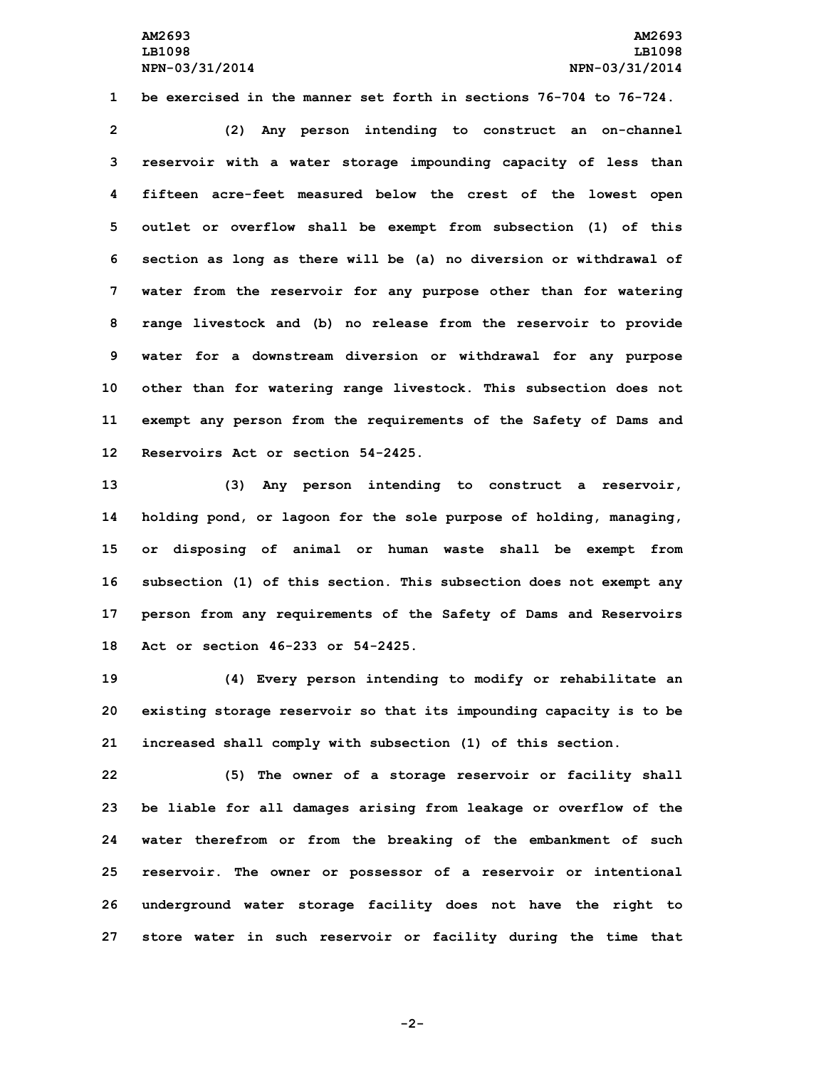be exercised in the manner set forth in sections 76-704 to 76-724.

(2) Any person intending to construct an on-channel reservoir with a water storage impounding capacity of less than fifteen acre-feet measured below the crest of the lowest open outlet or overflow shall be exempt from subsection (1) of this section as long as there will be (a) no diversion or withdrawal of water from the reservoir for any purpose other than for watering range livestock and (b) no release from the reservoir to provide water for a downstream diversion or withdrawal for any purpose other than for watering range livestock. This subsection does not exempt any person from the requirements of the Safety of Dams and Reservoirs Act or section 54-2425.

(3) Any person intending to construct a reservoir, holding pond, or lagoon for the sole purpose of holding, managing, or disposing of animal or human waste shall be exempt from subsection (1) of this section. This subsection does not exempt any person from any requirements of the Safety of Dams and Reservoirs Act or section 46-233 or 54-2425.

(4) Every person intending to modify or rehabilitate an existing storage reservoir so that its impounding capacity is to be increased shall comply with subsection (1) of this section.

(5) The owner of a storage reservoir or facility shall be liable for all damages arising from leakage or overflow of the water therefrom or from the breaking of the embankment of such reservoir. The owner or possessor of a reservoir or intentional underground water storage facility does not have the right to store water in such reservoir or facility during the time that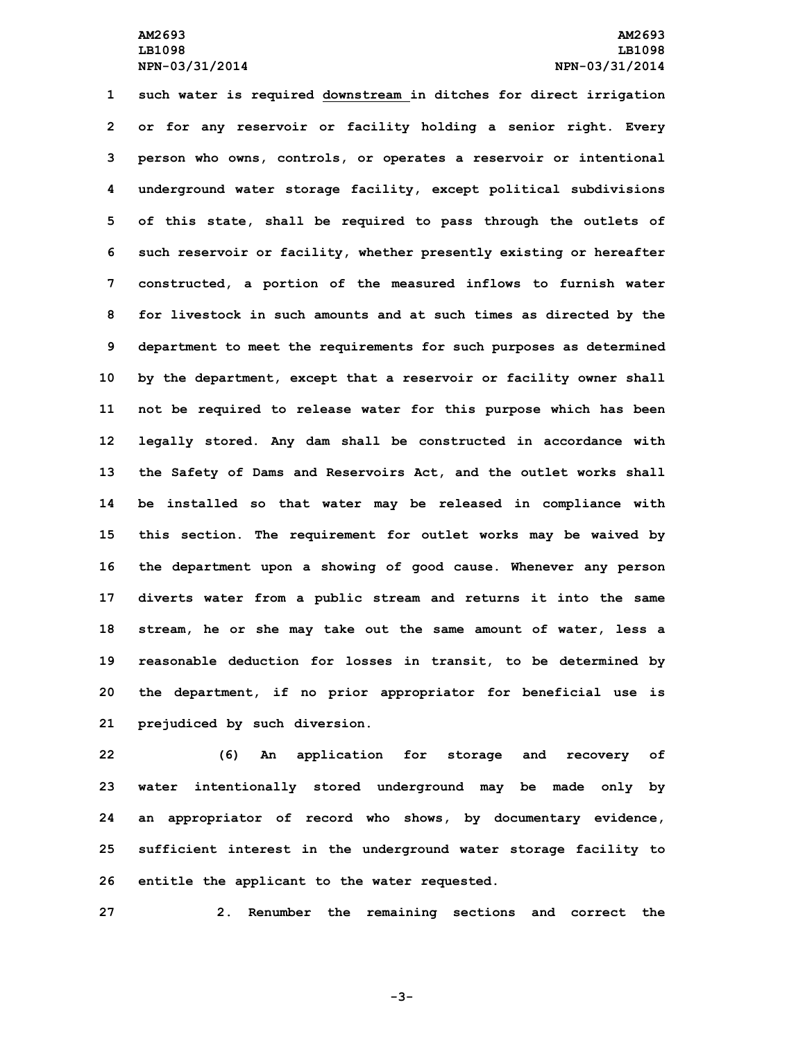such water is required downstream in ditches for direct irrigation or for any reservoir or facility holding a senior right. Every person who owns, controls, or operates a reservoir or intentional underground water storage facility, except political subdivisions of this state, shall be required to pass through the outlets of such reservoir or facility, whether presently existing or hereafter constructed, a portion of the measured inflows to furnish water for livestock in such amounts and at such times as directed by the department to meet the requirements for such purposes as determined by the department, except that a reservoir or facility owner shall not be required to release water for this purpose which has been legally stored. Any dam shall be constructed in accordance with the Safety of Dams and Reservoirs Act, and the outlet works shall be installed so that water may be released in compliance with this section. The requirement for outlet works may be waived by the department upon a showing of good cause. Whenever any person diverts water from a public stream and returns it into the same stream, he or she may take out the same amount of water, less a reasonable deduction for losses in transit, to be determined by the department, if no prior appropriator for beneficial use is prejudiced by such diversion.

(6) An application for storage and recovery of water intentionally stored underground may be made only by an appropriator of record who shows, by documentary evidence, sufficient interest in the underground water storage facility to entitle the applicant to the water requested.

2. Renumber the remaining sections and correct the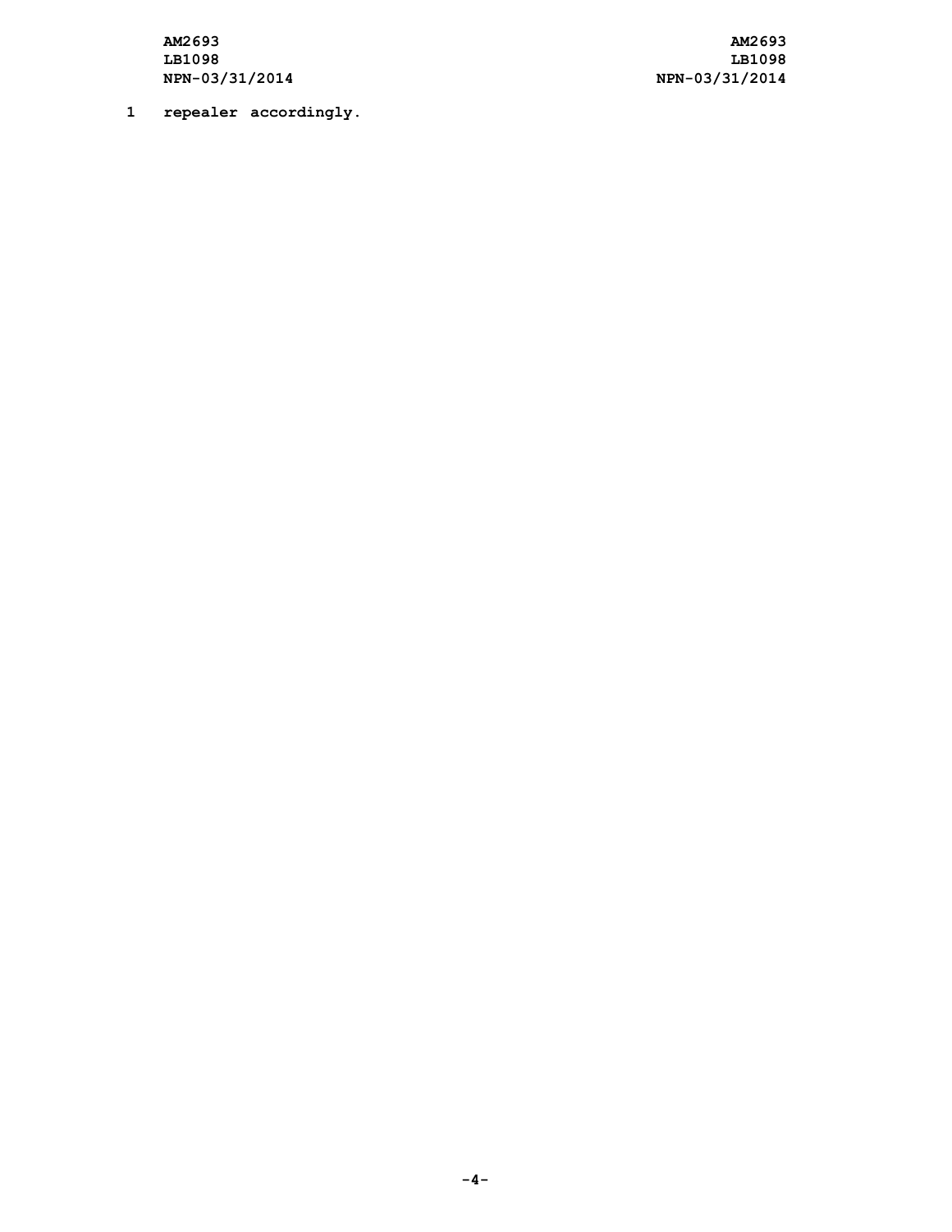1 repealer accordingly.